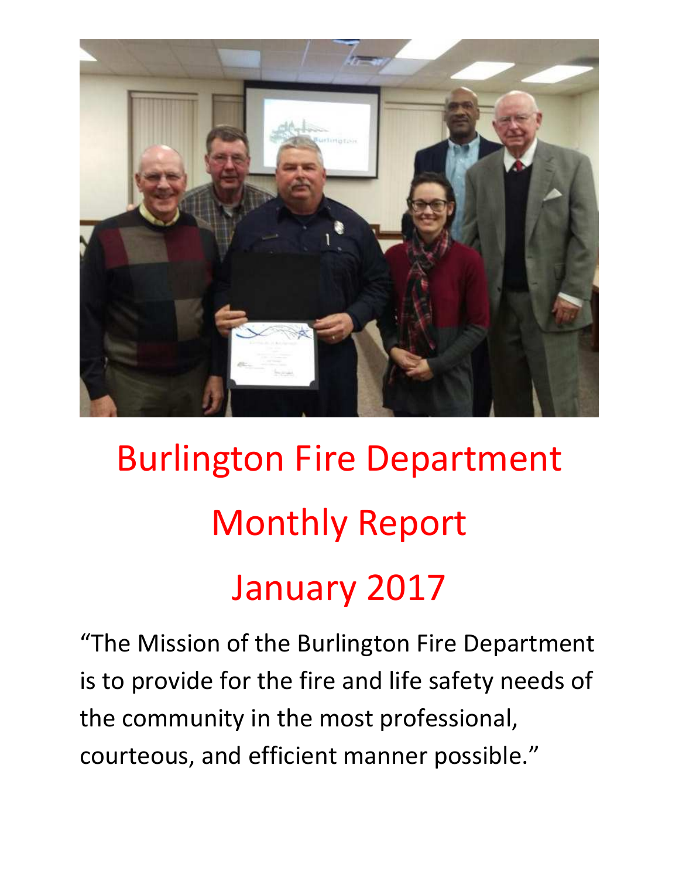# Burlington Fire Department

# Monthly Report

# January 2017

“The Mission of the Burlington Fire Department is to provide for the fire and life safety needs of the community in the most professional, courteous, and efficient manner possible.”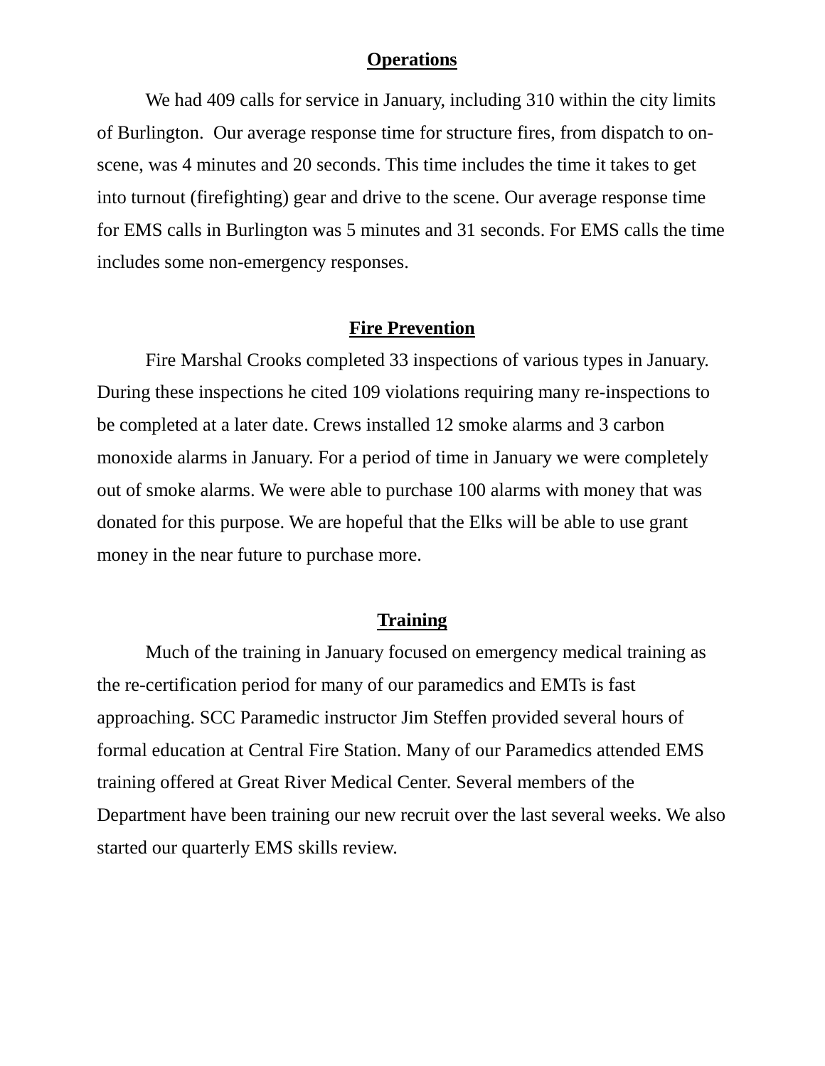## Operations

We had 409 calls for service in January, including 310 within the city limits of Burlington.  Our average response time for structure fires, from dispatch to on-scene, was 4 minutes and 20 seconds. This time includes the time it takes to get into turnout (firefighting) gear and drive to the scene. Our average response time for EMS calls in Burlington was 5 minutes and 31 seconds. For EMS calls the time includes some non-emergency responses.

## Fire Prevention

Fire Marshal Crooks completed 33 inspections of various types in January. During these inspections he cited 109 violations requiring many re-inspections to be completed at a later date. Crews installed 12 smoke alarms and 3 carbon monoxide alarms in January. For a period of time in January we were completely out of smoke alarms. We were able to purchase 100 alarms with money that was donated for this purpose. We are hopeful that the Elks will be able to use grant money in the near future to purchase more.

## Training

Much of the training in January focused on emergency medical training as the re-certification period for many of our paramedics and EMTs is fast approaching. SCC Paramedic instructor Jim Steffen provided several hours of formal education at Central Fire Station. Many of our Paramedics attended EMS training offered at Great River Medical Center. Several members of the Department have been training our new recruit over the last several weeks. We also started our quarterly EMS skills review.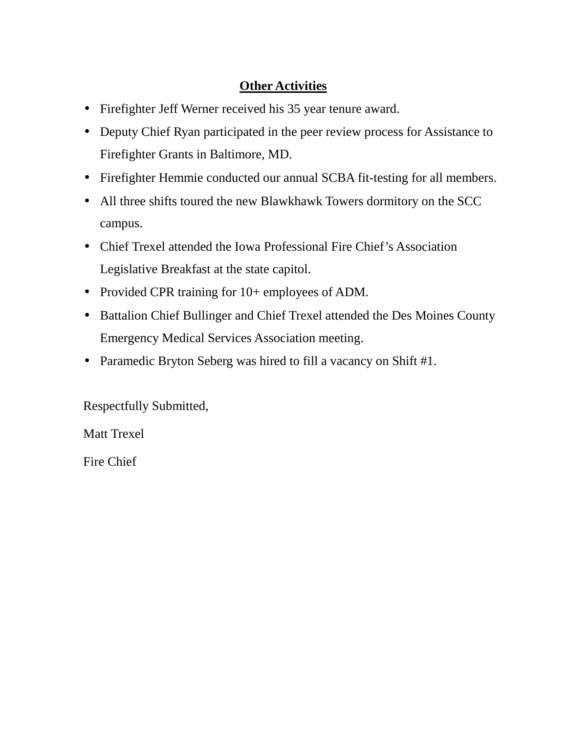## Other Activities

- Firefighter Jeff Werner received his 35 year tenure award.
- Deputy Chief Ryan participated in the peer review process for Assistance to Firefighter Grants in Baltimore, MD.
- Firefighter Hemmie conducted our annual SCBA fit-testing for all members.
- All three shifts toured the new Blawkhawk Towers dormitory on the SCC campus.
- Chief Trexel attended the Iowa Professional Fire Chief's Association Legislative Breakfast at the state capitol.
- Provided CPR training for 10+ employees of ADM.
- Battalion Chief Bullinger and Chief Trexel attended the Des Moines County Emergency Medical Services Association meeting.
- Paramedic Bryton Seberg was hired to fill a vacancy on Shift #1.

Respectfully Submitted,

Matt Trexel

Fire Chief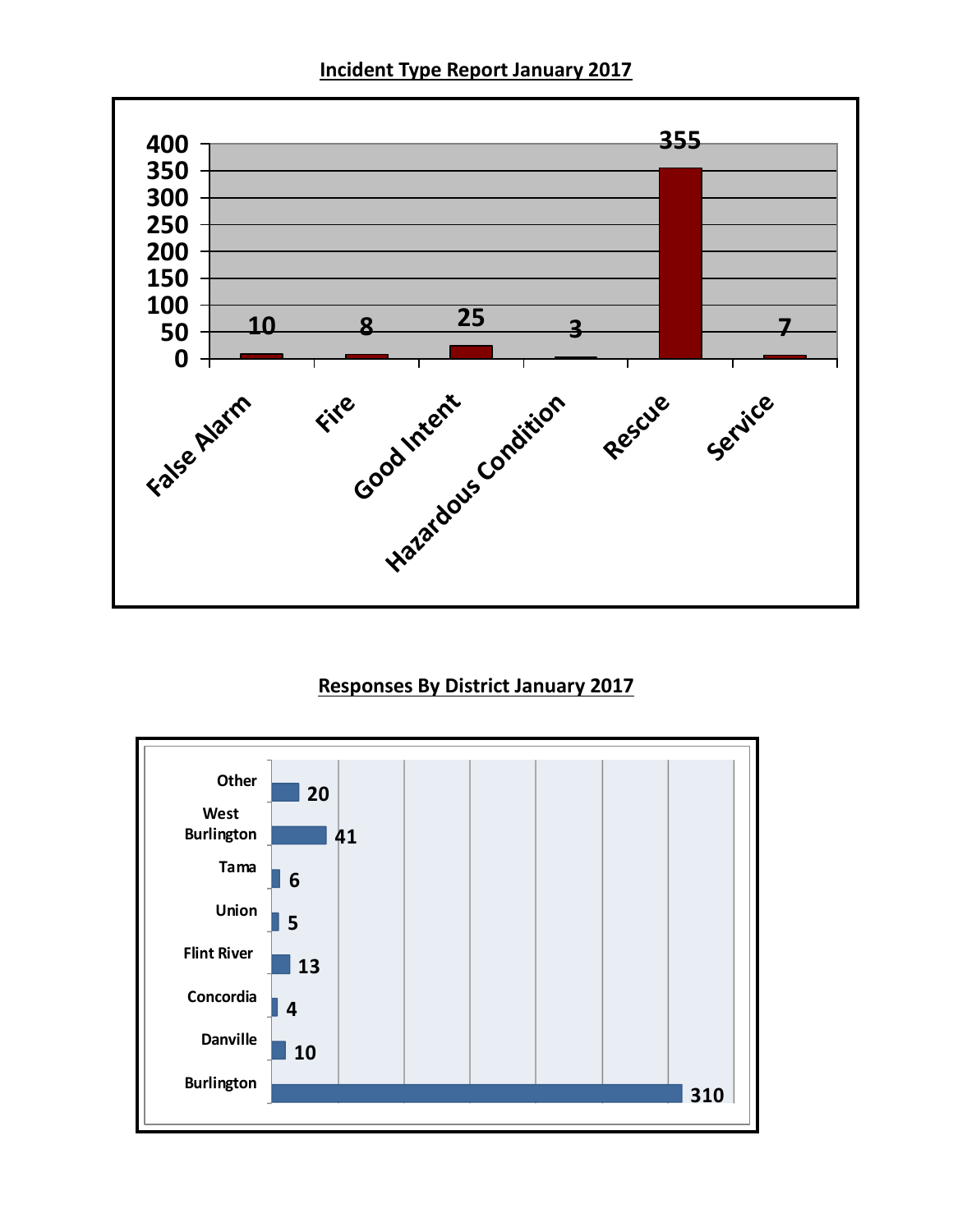## Incident Type Report January 2017

| Incident Type | Count |
|---|---|
| False Alarm | 10 |
| Fire | 8 |
| Good Intent | 25 |
| Hazardous Condition | 3 |
| Rescue | 355 |
| Service | 7 |

## Responses By District January 2017

| District | Responses |
|---|---|
| Other | 20 |
| West Burlington | 41 |
| Tama | 6 |
| Union | 5 |
| Flint River | 13 |
| Concordia | 4 |
| Danville | 10 |
| Burlington | 310 |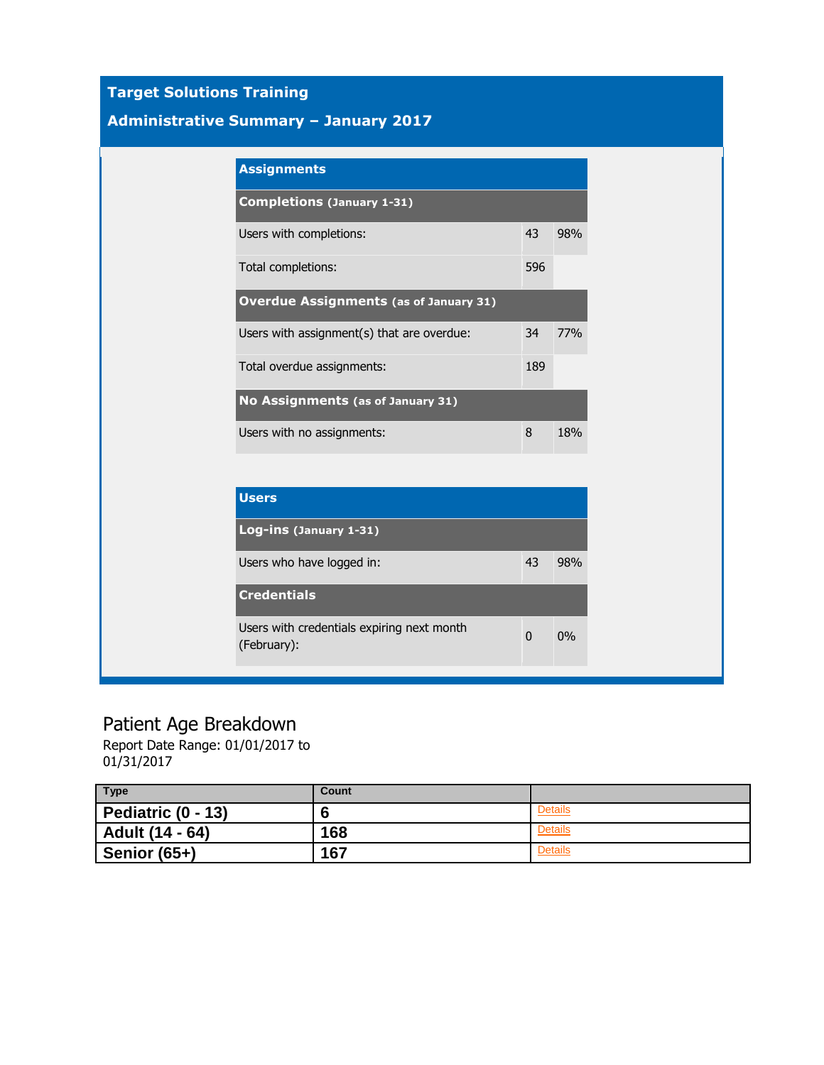## Target Solutions Training

## Administrative Summary – January 2017

| **Assignments** | | |
|---|---|---|
| **Completions** (January 1-31) | | |
| Users with completions: | 43 | 98% |
| Total completions: | 596 | |
| **Overdue Assignments** (as of January 31) | | |
| Users with assignment(s) that are overdue: | 34 | 77% |
| Total overdue assignments: | 189 | |
| **No Assignments** (as of January 31) | | |
| Users with no assignments: | 8 | 18% |

| **Users** | | |
|---|---|---|
| **Log-ins** (January 1-31) | | |
| Users who have logged in: | 43 | 98% |
| **Credentials** | | |
| Users with credentials expiring next month (February): | 0 | 0% |

## Patient Age Breakdown

Report Date Range: 01/01/2017 to 01/31/2017

| Type | Count | |
|---|---|---|
| **Pediatric (0 - 13)** | **6** | Details |
| **Adult (14 - 64)** | **168** | Details |
| **Senior (65+)** | **167** | Details |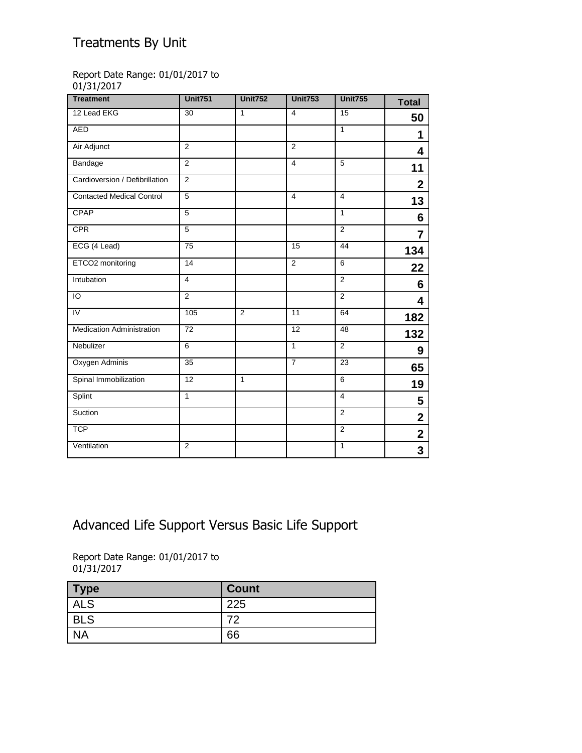# Treatments By Unit

Report Date Range: 01/01/2017 to 01/31/2017

| Treatment | Unit751 | Unit752 | Unit753 | Unit755 | Total |
|---|---|---|---|---|---|
| 12 Lead EKG | 30 | 1 | 4 | 15 | **50** |
| AED | | | | 1 | **1** |
| Air Adjunct | 2 | | 2 | | **4** |
| Bandage | 2 | | 4 | 5 | **11** |
| Cardioversion / Defibrillation | 2 | | | | **2** |
| Contacted Medical Control | 5 | | 4 | 4 | **13** |
| CPAP | 5 | | | 1 | **6** |
| CPR | 5 | | | 2 | **7** |
| ECG (4 Lead) | 75 | | 15 | 44 | **134** |
| ETCO2 monitoring | 14 | | 2 | 6 | **22** |
| Intubation | 4 | | | 2 | **6** |
| IO | 2 | | | 2 | **4** |
| IV | 105 | 2 | 11 | 64 | **182** |
| Medication Administration | 72 | | 12 | 48 | **132** |
| Nebulizer | 6 | | 1 | 2 | **9** |
| Oxygen Adminis | 35 | | 7 | 23 | **65** |
| Spinal Immobilization | 12 | 1 | | 6 | **19** |
| Splint | 1 | | | 4 | **5** |
| Suction | | | | 2 | **2** |
| TCP | | | | 2 | **2** |
| Ventilation | 2 | | | 1 | **3** |

# Advanced Life Support Versus Basic Life Support

Report Date Range: 01/01/2017 to 01/31/2017

| Type | Count |
|---|---|
| ALS | 225 |
| BLS | 72 |
| NA | 66 |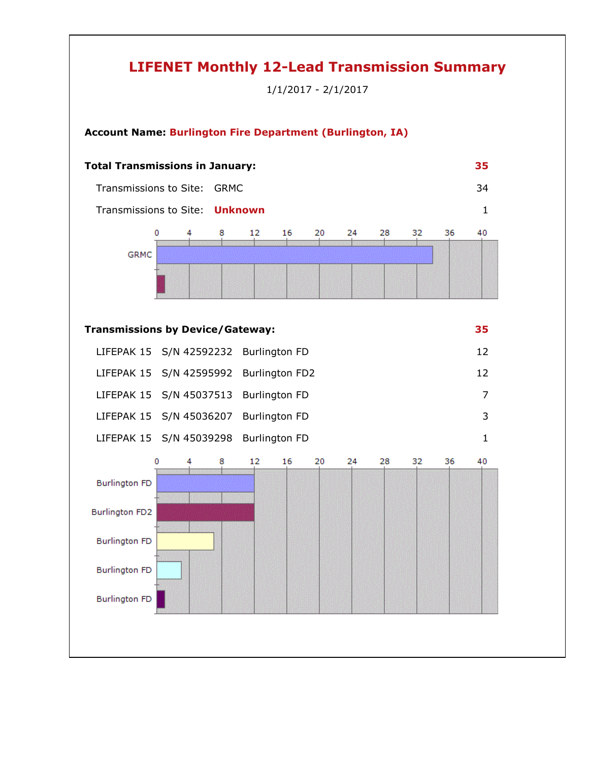# LIFENET Monthly 12-Lead Transmission Summary

1/1/2017 - 2/1/2017

**Account Name: Burlington Fire Department (Burlington, IA)**

| | | |
|---|---|---|
| **Total Transmissions in January:** | | **35** |
| Transmissions to Site: | GRMC | 34 |
| Transmissions to Site: | **Unknown** | 1 |

0 4 8 12 16 20 24 28 32 36 40

GRMC

| | | | | |
|---|---|---|---|---|
| **Transmissions by Device/Gateway:** | | | | **35** |
| LIFEPAK 15 | S/N 42592232 | Burlington FD | | 12 |
| LIFEPAK 15 | S/N 42595992 | Burlington FD2 | | 12 |
| LIFEPAK 15 | S/N 45037513 | Burlington FD | | 7 |
| LIFEPAK 15 | S/N 45036207 | Burlington FD | | 3 |
| LIFEPAK 15 | S/N 45039298 | Burlington FD | | 1 |

0 4 8 12 16 20 24 28 32 36 40

Burlington FD

Burlington FD2

Burlington FD

Burlington FD

Burlington FD